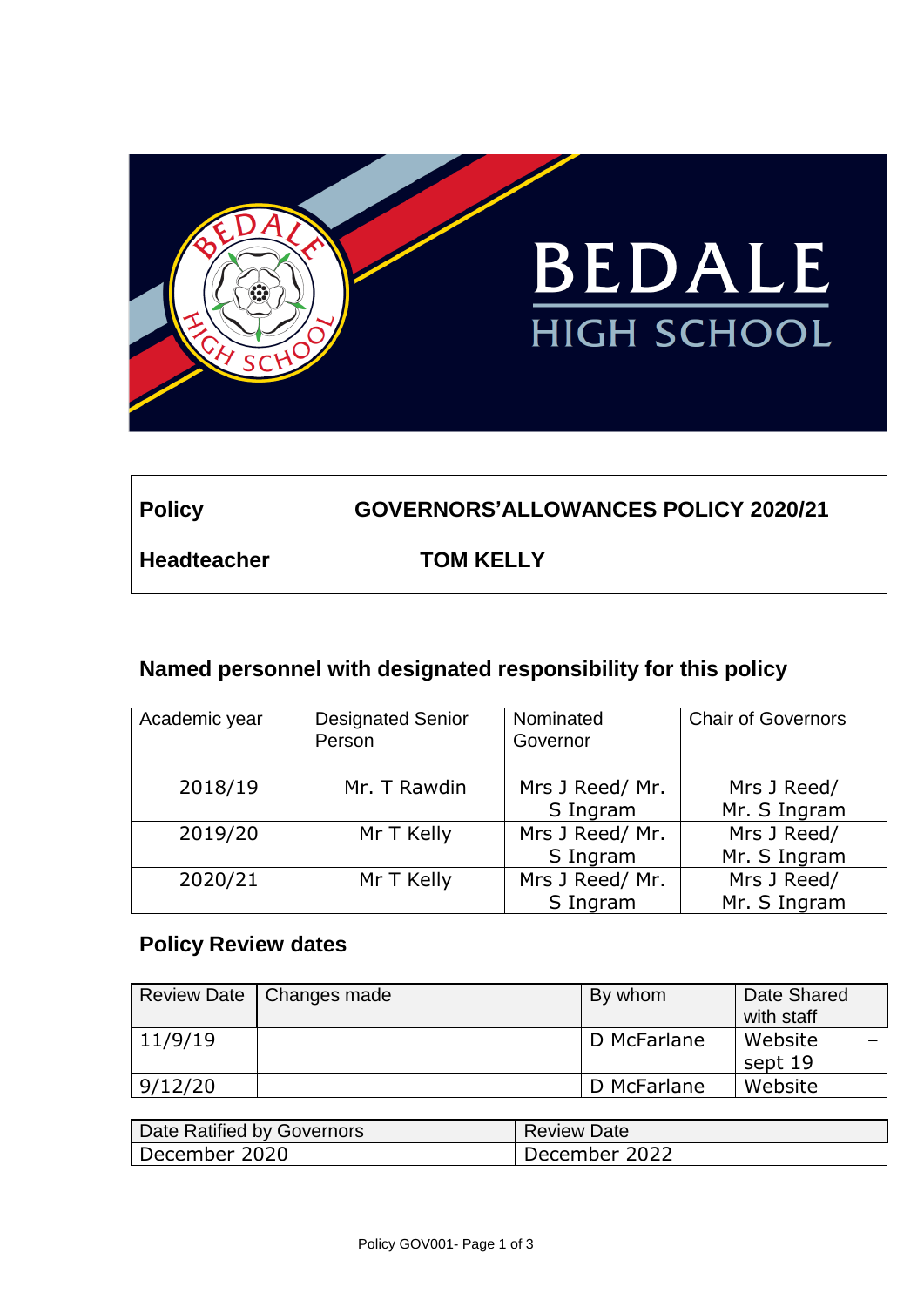# BEDALE HIGH SCHOOL

| **Policy** | **GOVERNORS'ALLOWANCES POLICY 2020/21** |
|---|---|
| **Headteacher** | **TOM KELLY** |

## Named personnel with designated responsibility for this policy

| Academic year | Designated Senior Person | Nominated Governor | Chair of Governors |
|---|---|---|---|
| 2018/19 | Mr. T Rawdin | Mrs J Reed/ Mr. S Ingram | Mrs J Reed/ Mr. S Ingram |
| 2019/20 | Mr T Kelly | Mrs J Reed/ Mr. S Ingram | Mrs J Reed/ Mr. S Ingram |
| 2020/21 | Mr T Kelly | Mrs J Reed/ Mr. S Ingram | Mrs J Reed/ Mr. S Ingram |

## Policy Review dates

| Review Date | Changes made | By whom | Date Shared with staff |
|---|---|---|---|
| 11/9/19 | | D McFarlane | Website – sept 19 |
| 9/12/20 | | D McFarlane | Website |

| Date Ratified by Governors | Review Date |
|---|---|
| December 2020 | December 2022 |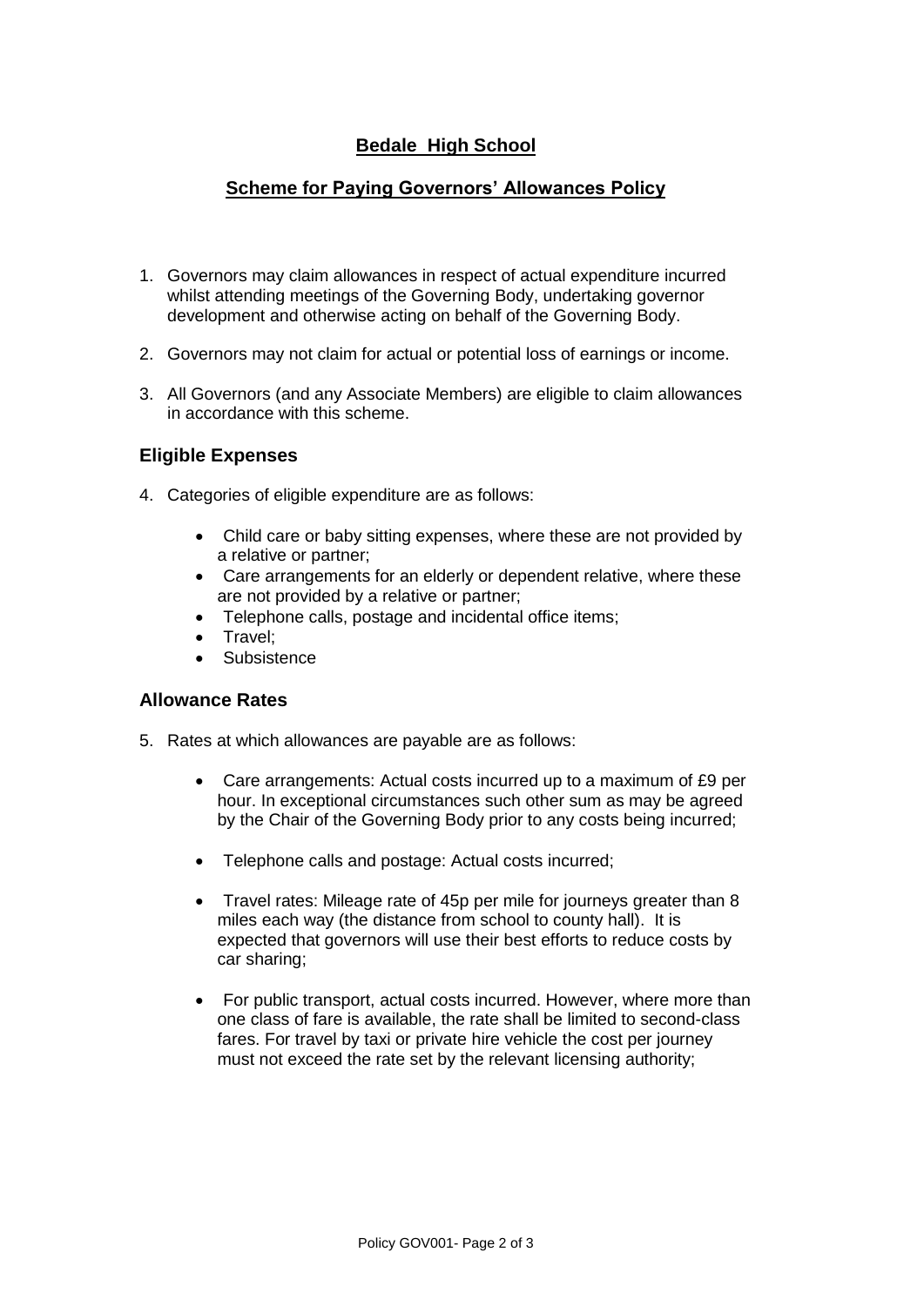# Bedale High School

## Scheme for Paying Governors' Allowances Policy

1. Governors may claim allowances in respect of actual expenditure incurred whilst attending meetings of the Governing Body, undertaking governor development and otherwise acting on behalf of the Governing Body.

2. Governors may not claim for actual or potential loss of earnings or income.

3. All Governors (and any Associate Members) are eligible to claim allowances in accordance with this scheme.

### Eligible Expenses

4. Categories of eligible expenditure are as follows:

   - Child care or baby sitting expenses, where these are not provided by a relative or partner;
   - Care arrangements for an elderly or dependent relative, where these are not provided by a relative or partner;
   - Telephone calls, postage and incidental office items;
   - Travel;
   - Subsistence

### Allowance Rates

5. Rates at which allowances are payable are as follows:

   - Care arrangements: Actual costs incurred up to a maximum of £9 per hour. In exceptional circumstances such other sum as may be agreed by the Chair of the Governing Body prior to any costs being incurred;

   - Telephone calls and postage: Actual costs incurred;

   - Travel rates: Mileage rate of 45p per mile for journeys greater than 8 miles each way (the distance from school to county hall). It is expected that governors will use their best efforts to reduce costs by car sharing;

   - For public transport, actual costs incurred. However, where more than one class of fare is available, the rate shall be limited to second-class fares. For travel by taxi or private hire vehicle the cost per journey must not exceed the rate set by the relevant licensing authority;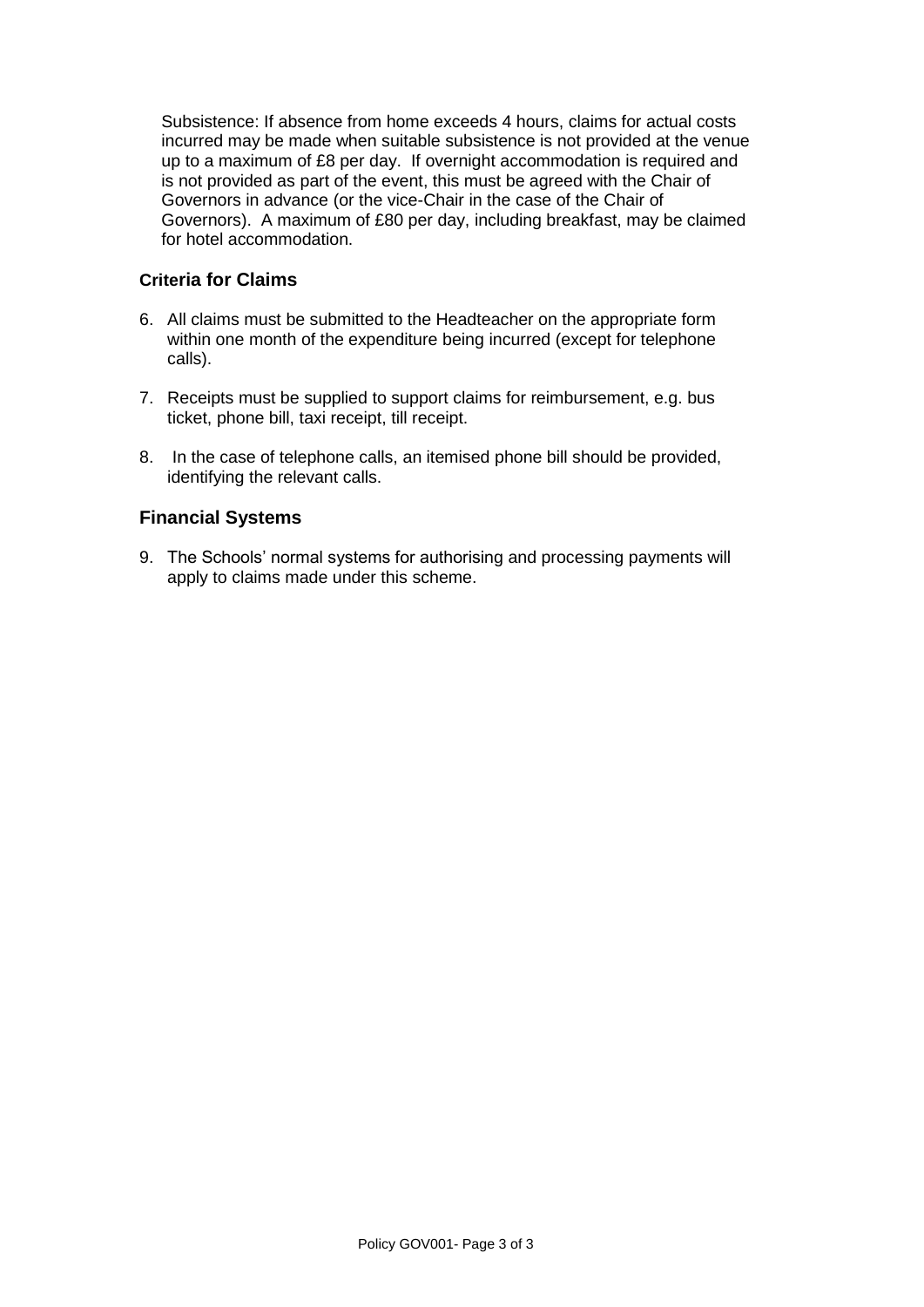Subsistence: If absence from home exceeds 4 hours, claims for actual costs incurred may be made when suitable subsistence is not provided at the venue up to a maximum of £8 per day. If overnight accommodation is required and is not provided as part of the event, this must be agreed with the Chair of Governors in advance (or the vice-Chair in the case of the Chair of Governors). A maximum of £80 per day, including breakfast, may be claimed for hotel accommodation.

### Criteria for Claims

6. All claims must be submitted to the Headteacher on the appropriate form within one month of the expenditure being incurred (except for telephone calls).

7. Receipts must be supplied to support claims for reimbursement, e.g. bus ticket, phone bill, taxi receipt, till receipt.

8. In the case of telephone calls, an itemised phone bill should be provided, identifying the relevant calls.

## Financial Systems

9. The Schools' normal systems for authorising and processing payments will apply to claims made under this scheme.